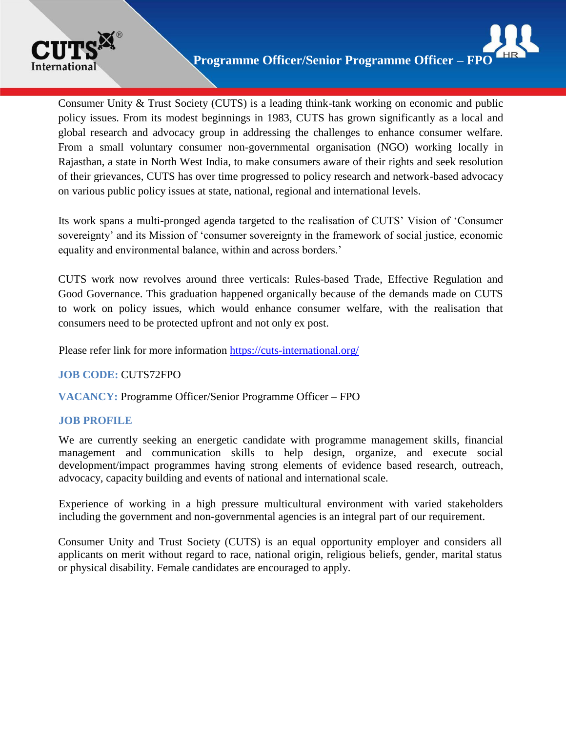# Programme Officer/Senior Programme Officer – FPO

Consumer Unity & Trust Society (CUTS) is a leading think-tank working on economic and public policy issues. From its modest beginnings in 1983, CUTS has grown significantly as a local and global research and advocacy group in addressing the challenges to enhance consumer welfare. From a small voluntary consumer non-governmental organisation (NGO) working locally in Rajasthan, a state in North West India, to make consumers aware of their rights and seek resolution of their grievances, CUTS has over time progressed to policy research and network-based advocacy on various public policy issues at state, national, regional and international levels.

Its work spans a multi-pronged agenda targeted to the realisation of CUTS' Vision of 'Consumer sovereignty' and its Mission of 'consumer sovereignty in the framework of social justice, economic equality and environmental balance, within and across borders.'

CUTS work now revolves around three verticals: Rules-based Trade, Effective Regulation and Good Governance. This graduation happened organically because of the demands made on CUTS to work on policy issues, which would enhance consumer welfare, with the realisation that consumers need to be protected upfront and not only ex post.

Please refer link for more information https://cuts-international.org/

**JOB CODE:** CUTS72FPO

**VACANCY:** Programme Officer/Senior Programme Officer – FPO

**JOB PROFILE**

We are currently seeking an energetic candidate with programme management skills, financial management and communication skills to help design, organize, and execute social development/impact programmes having strong elements of evidence based research, outreach, advocacy, capacity building and events of national and international scale.

Experience of working in a high pressure multicultural environment with varied stakeholders including the government and non-governmental agencies is an integral part of our requirement.

Consumer Unity and Trust Society (CUTS) is an equal opportunity employer and considers all applicants on merit without regard to race, national origin, religious beliefs, gender, marital status or physical disability. Female candidates are encouraged to apply.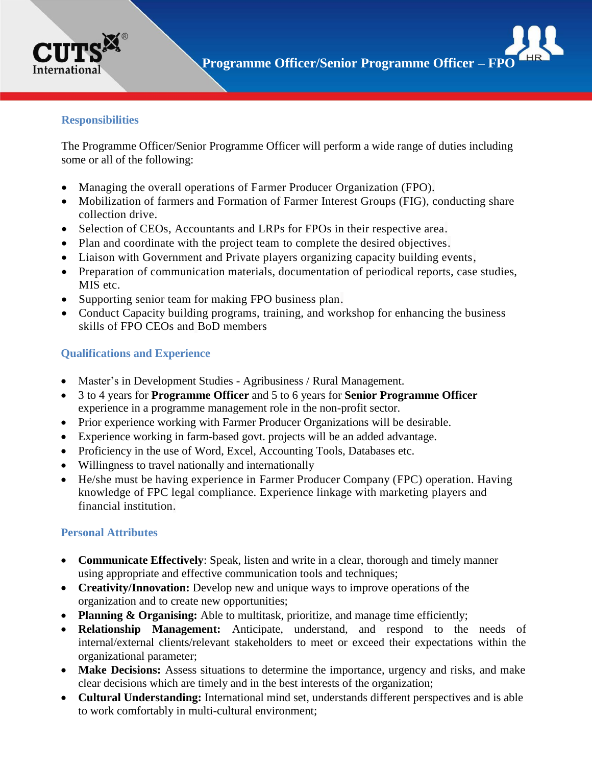## Responsibilities

The Programme Officer/Senior Programme Officer will perform a wide range of duties including some or all of the following:

- Managing the overall operations of Farmer Producer Organization (FPO).
- Mobilization of farmers and Formation of Farmer Interest Groups (FIG), conducting share collection drive.
- Selection of CEOs, Accountants and LRPs for FPOs in their respective area.
- Plan and coordinate with the project team to complete the desired objectives.
- Liaison with Government and Private players organizing capacity building events,
- Preparation of communication materials, documentation of periodical reports, case studies, MIS etc.
- Supporting senior team for making FPO business plan.
- Conduct Capacity building programs, training, and workshop for enhancing the business skills of FPO CEOs and BoD members

## Qualifications and Experience

- Master's in Development Studies - Agribusiness / Rural Management.
- 3 to 4 years for **Programme Officer** and 5 to 6 years for **Senior Programme Officer** experience in a programme management role in the non-profit sector.
- Prior experience working with Farmer Producer Organizations will be desirable.
- Experience working in farm-based govt. projects will be an added advantage.
- Proficiency in the use of Word, Excel, Accounting Tools, Databases etc.
- Willingness to travel nationally and internationally
- He/she must be having experience in Farmer Producer Company (FPC) operation. Having knowledge of FPC legal compliance. Experience linkage with marketing players and financial institution.

## Personal Attributes

- **Communicate Effectively**: Speak, listen and write in a clear, thorough and timely manner using appropriate and effective communication tools and techniques;
- **Creativity/Innovation:** Develop new and unique ways to improve operations of the organization and to create new opportunities;
- **Planning & Organising:** Able to multitask, prioritize, and manage time efficiently;
- **Relationship Management:** Anticipate, understand, and respond to the needs of internal/external clients/relevant stakeholders to meet or exceed their expectations within the organizational parameter;
- **Make Decisions:** Assess situations to determine the importance, urgency and risks, and make clear decisions which are timely and in the best interests of the organization;
- **Cultural Understanding:** International mind set, understands different perspectives and is able to work comfortably in multi-cultural environment;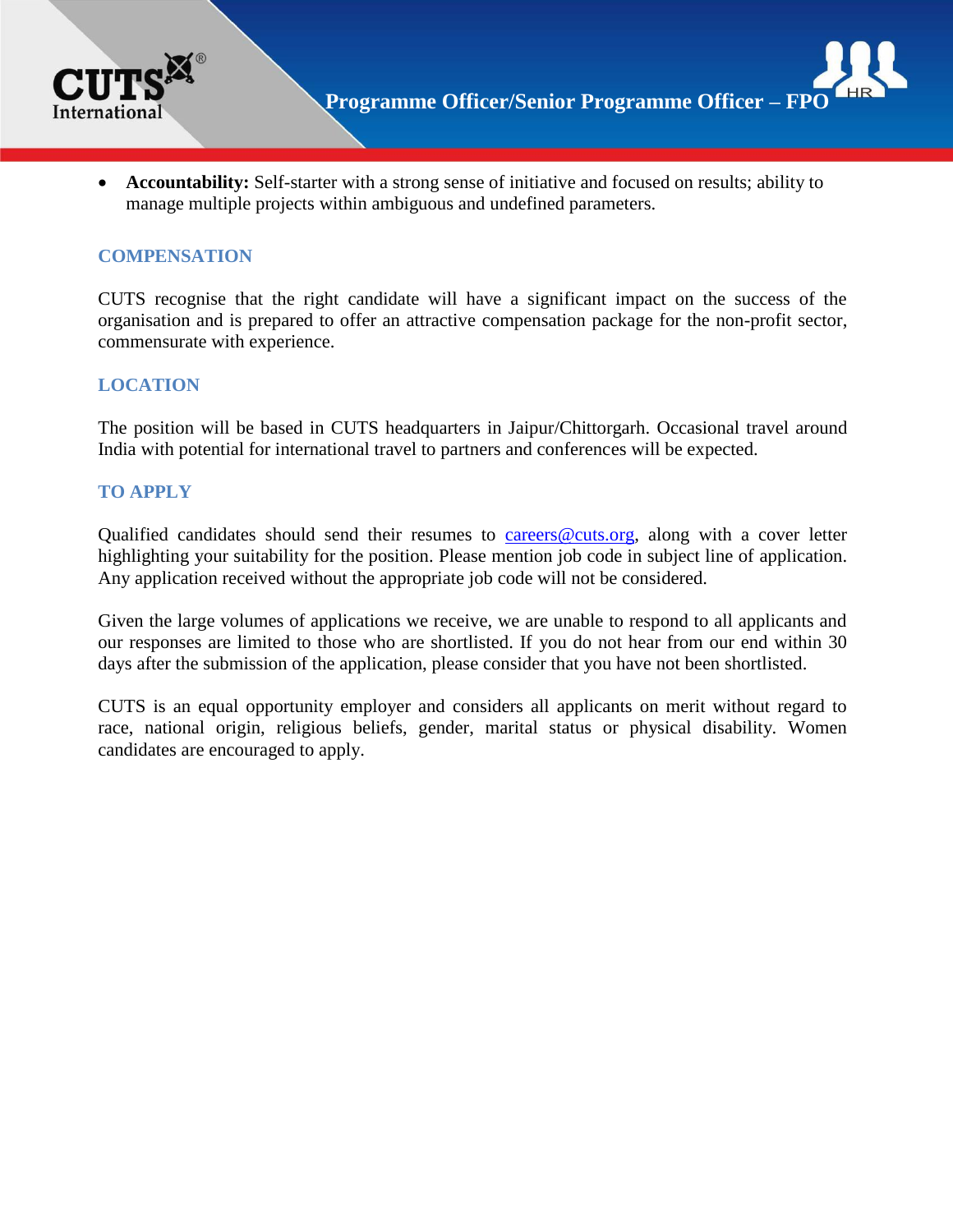- **Accountability:** Self-starter with a strong sense of initiative and focused on results; ability to manage multiple projects within ambiguous and undefined parameters.

## COMPENSATION

CUTS recognise that the right candidate will have a significant impact on the success of the organisation and is prepared to offer an attractive compensation package for the non-profit sector, commensurate with experience.

## LOCATION

The position will be based in CUTS headquarters in Jaipur/Chittorgarh. Occasional travel around India with potential for international travel to partners and conferences will be expected.

## TO APPLY

Qualified candidates should send their resumes to careers@cuts.org, along with a cover letter highlighting your suitability for the position. Please mention job code in subject line of application. Any application received without the appropriate job code will not be considered.

Given the large volumes of applications we receive, we are unable to respond to all applicants and our responses are limited to those who are shortlisted. If you do not hear from our end within 30 days after the submission of the application, please consider that you have not been shortlisted.

CUTS is an equal opportunity employer and considers all applicants on merit without regard to race, national origin, religious beliefs, gender, marital status or physical disability. Women candidates are encouraged to apply.